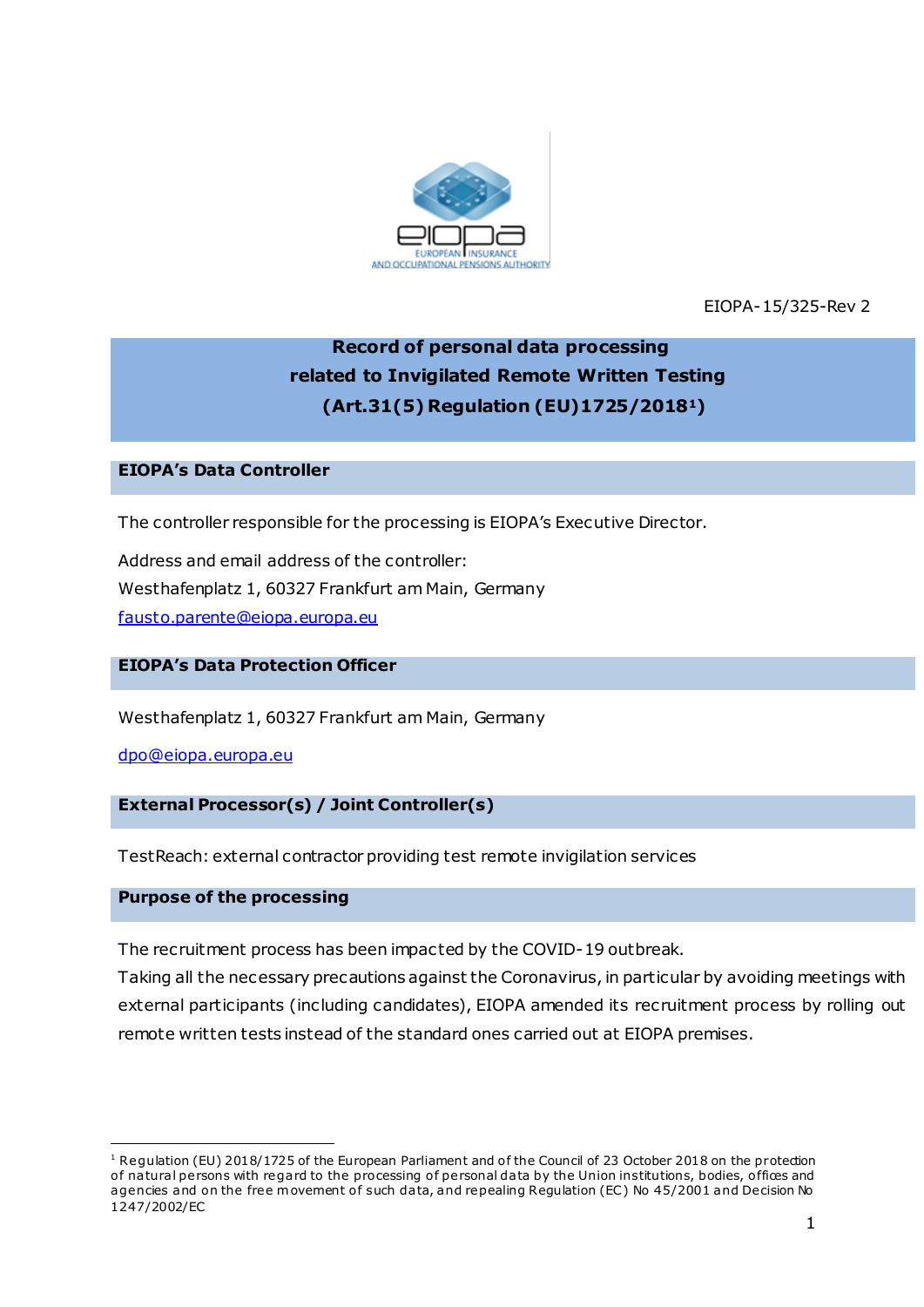EIOPA-15/325-Rev 2

# Record of personal data processing related to Invigilated Remote Written Testing (Art.31(5) Regulation (EU)1725/2018[1])

## EIOPA's Data Controller

The controller responsible for the processing is EIOPA's Executive Director.

Address and email address of the controller:
Westhafenplatz 1, 60327 Frankfurt am Main, Germany
fausto.parente@eiopa.europa.eu

## EIOPA's Data Protection Officer

Westhafenplatz 1, 60327 Frankfurt am Main, Germany

dpo@eiopa.europa.eu

## External Processor(s) / Joint Controller(s)

TestReach: external contractor providing test remote invigilation services

## Purpose of the processing

The recruitment process has been impacted by the COVID-19 outbreak.
Taking all the necessary precautions against the Coronavirus, in particular by avoiding meetings with external participants (including candidates), EIOPA amended its recruitment process by rolling out remote written tests instead of the standard ones carried out at EIOPA premises.

[1] Regulation (EU) 2018/1725 of the European Parliament and of the Council of 23 October 2018 on the protection of natural persons with regard to the processing of personal data by the Union institutions, bodies, offices and agencies and on the free movement of such data, and repealing Regulation (EC) No 45/2001 and Decision No 1247/2002/EC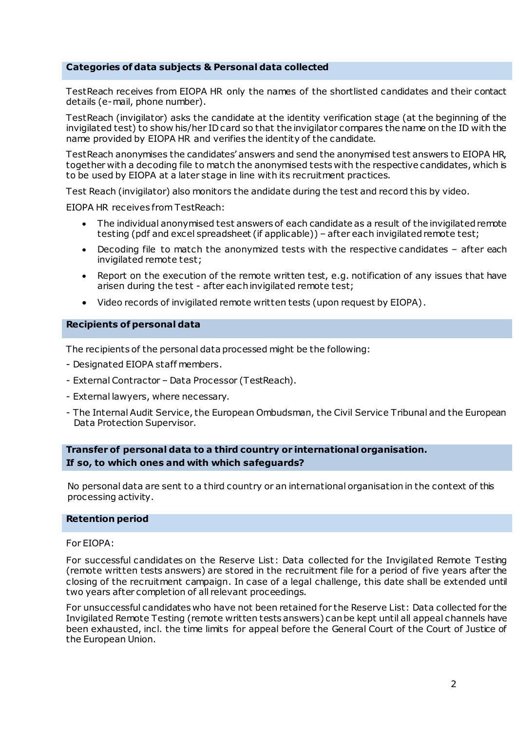## Categories of data subjects & Personal data collected

TestReach receives from EIOPA HR only the names of the shortlisted candidates and their contact details (e-mail, phone number).

TestReach (invigilator) asks the candidate at the identity verification stage (at the beginning of the invigilated test) to show his/her ID card so that the invigilator compares the name on the ID with the name provided by EIOPA HR and verifies the identity of the candidate.

TestReach anonymises the candidates' answers and send the anonymised test answers to EIOPA HR, together with a decoding file to match the anonymised tests with the respective candidates, which is to be used by EIOPA at a later stage in line with its recruitment practices.

Test Reach (invigilator) also monitors the andidate during the test and record this by video.

EIOPA HR receives from TestReach:

- The individual anonymised test answers of each candidate as a result of the invigilated remote testing (pdf and excel spreadsheet (if applicable)) – after each invigilated remote test;
- Decoding file to match the anonymized tests with the respective candidates – after each invigilated remote test;
- Report on the execution of the remote written test, e.g. notification of any issues that have arisen during the test - after each invigilated remote test;
- Video records of invigilated remote written tests (upon request by EIOPA).

## Recipients of personal data

The recipients of the personal data processed might be the following:

- Designated EIOPA staff members.
- External Contractor – Data Processor (TestReach).
- External lawyers, where necessary.
- The Internal Audit Service, the European Ombudsman, the Civil Service Tribunal and the European Data Protection Supervisor.

## Transfer of personal data to a third country or international organisation. If so, to which ones and with which safeguards?

No personal data are sent to a third country or an international organisation in the context of this processing activity.

## Retention period

For EIOPA:

For successful candidates on the Reserve List: Data collected for the Invigilated Remote Testing (remote written tests answers) are stored in the recruitment file for a period of five years after the closing of the recruitment campaign. In case of a legal challenge, this date shall be extended until two years after completion of all relevant proceedings.

For unsuccessful candidates who have not been retained for the Reserve List: Data collected for the Invigilated Remote Testing (remote written tests answers) can be kept until all appeal channels have been exhausted, incl. the time limits for appeal before the General Court of the Court of Justice of the European Union.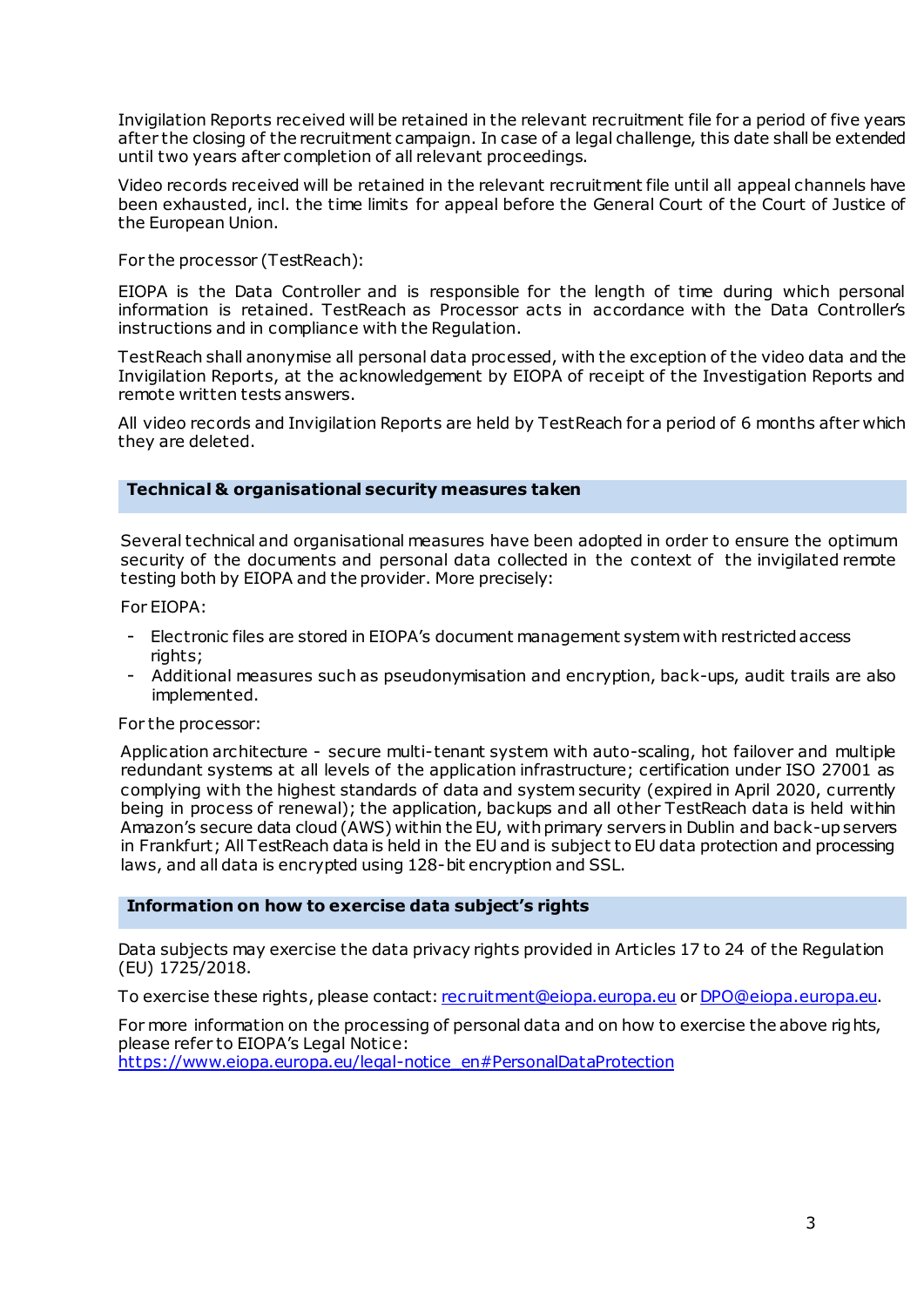Invigilation Reports received will be retained in the relevant recruitment file for a period of five years after the closing of the recruitment campaign. In case of a legal challenge, this date shall be extended until two years after completion of all relevant proceedings.

Video records received will be retained in the relevant recruitment file until all appeal channels have been exhausted, incl. the time limits for appeal before the General Court of the Court of Justice of the European Union.

For the processor (TestReach):

EIOPA is the Data Controller and is responsible for the length of time during which personal information is retained. TestReach as Processor acts in accordance with the Data Controller's instructions and in compliance with the Regulation.

TestReach shall anonymise all personal data processed, with the exception of the video data and the Invigilation Reports, at the acknowledgement by EIOPA of receipt of the Investigation Reports and remote written tests answers.

All video records and Invigilation Reports are held by TestReach for a period of 6 months after which they are deleted.

## Technical & organisational security measures taken

Several technical and organisational measures have been adopted in order to ensure the optimum security of the documents and personal data collected in the context of the invigilated remote testing both by EIOPA and the provider. More precisely:

For EIOPA:

- Electronic files are stored in EIOPA's document management system with restricted access rights;
- Additional measures such as pseudonymisation and encryption, back-ups, audit trails are also implemented.

For the processor:

Application architecture - secure multi-tenant system with auto-scaling, hot failover and multiple redundant systems at all levels of the application infrastructure; certification under ISO 27001 as complying with the highest standards of data and system security (expired in April 2020, currently being in process of renewal); the application, backups and all other TestReach data is held within Amazon's secure data cloud (AWS) within the EU, with primary servers in Dublin and back-up servers in Frankfurt; All TestReach data is held in the EU and is subject to EU data protection and processing laws, and all data is encrypted using 128-bit encryption and SSL.

## Information on how to exercise data subject's rights

Data subjects may exercise the data privacy rights provided in Articles 17 to 24 of the Regulation (EU) 1725/2018.

To exercise these rights, please contact: recruitment@eiopa.europa.eu or DPO@eiopa.europa.eu.

For more information on the processing of personal data and on how to exercise the above rights, please refer to EIOPA's Legal Notice:
https://www.eiopa.europa.eu/legal-notice_en#PersonalDataProtection